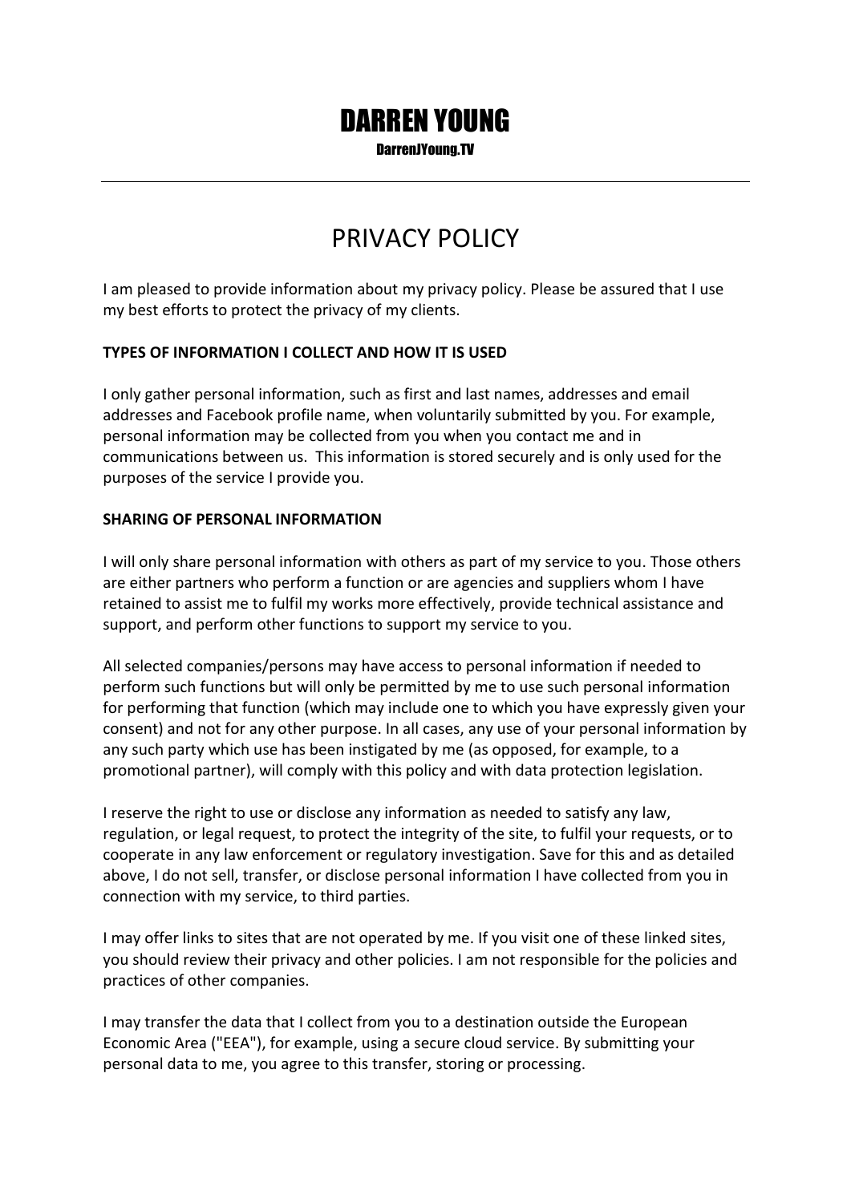# DARREN YOUNG

DarrenJYoung.TV

---

## PRIVACY POLICY

I am pleased to provide information about my privacy policy. Please be assured that I use my best efforts to protect the privacy of my clients.

**TYPES OF INFORMATION I COLLECT AND HOW IT IS USED**

I only gather personal information, such as first and last names, addresses and email addresses and Facebook profile name, when voluntarily submitted by you. For example, personal information may be collected from you when you contact me and in communications between us. This information is stored securely and is only used for the purposes of the service I provide you.

**SHARING OF PERSONAL INFORMATION**

I will only share personal information with others as part of my service to you. Those others are either partners who perform a function or are agencies and suppliers whom I have retained to assist me to fulfil my works more effectively, provide technical assistance and support, and perform other functions to support my service to you.

All selected companies/persons may have access to personal information if needed to perform such functions but will only be permitted by me to use such personal information for performing that function (which may include one to which you have expressly given your consent) and not for any other purpose. In all cases, any use of your personal information by any such party which use has been instigated by me (as opposed, for example, to a promotional partner), will comply with this policy and with data protection legislation.

I reserve the right to use or disclose any information as needed to satisfy any law, regulation, or legal request, to protect the integrity of the site, to fulfil your requests, or to cooperate in any law enforcement or regulatory investigation. Save for this and as detailed above, I do not sell, transfer, or disclose personal information I have collected from you in connection with my service, to third parties.

I may offer links to sites that are not operated by me. If you visit one of these linked sites, you should review their privacy and other policies. I am not responsible for the policies and practices of other companies.

I may transfer the data that I collect from you to a destination outside the European Economic Area ("EEA"), for example, using a secure cloud service. By submitting your personal data to me, you agree to this transfer, storing or processing.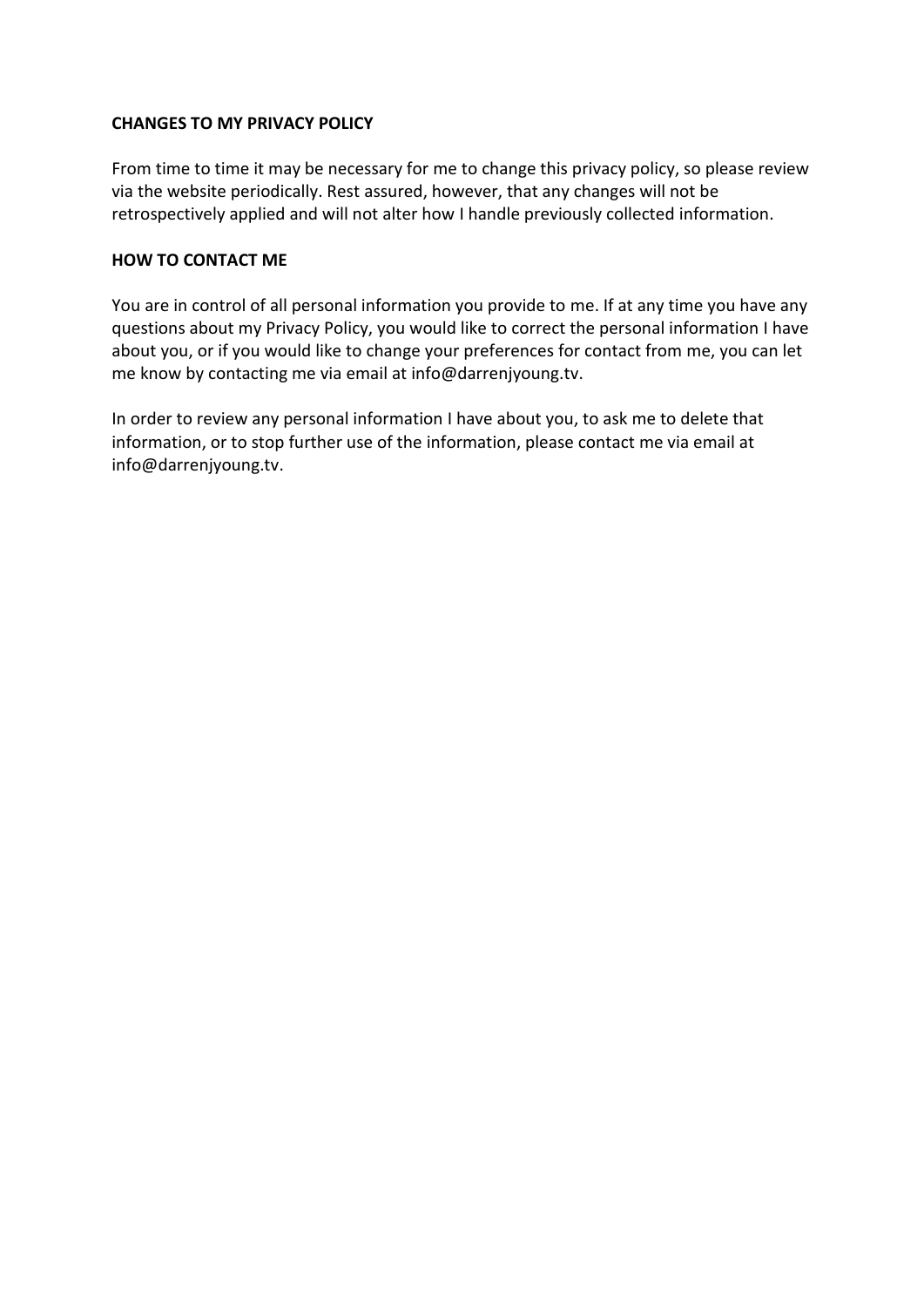## CHANGES TO MY PRIVACY POLICY

From time to time it may be necessary for me to change this privacy policy, so please review via the website periodically. Rest assured, however, that any changes will not be retrospectively applied and will not alter how I handle previously collected information.

## HOW TO CONTACT ME

You are in control of all personal information you provide to me. If at any time you have any questions about my Privacy Policy, you would like to correct the personal information I have about you, or if you would like to change your preferences for contact from me, you can let me know by contacting me via email at info@darrenjyoung.tv.

In order to review any personal information I have about you, to ask me to delete that information, or to stop further use of the information, please contact me via email at info@darrenjyoung.tv.